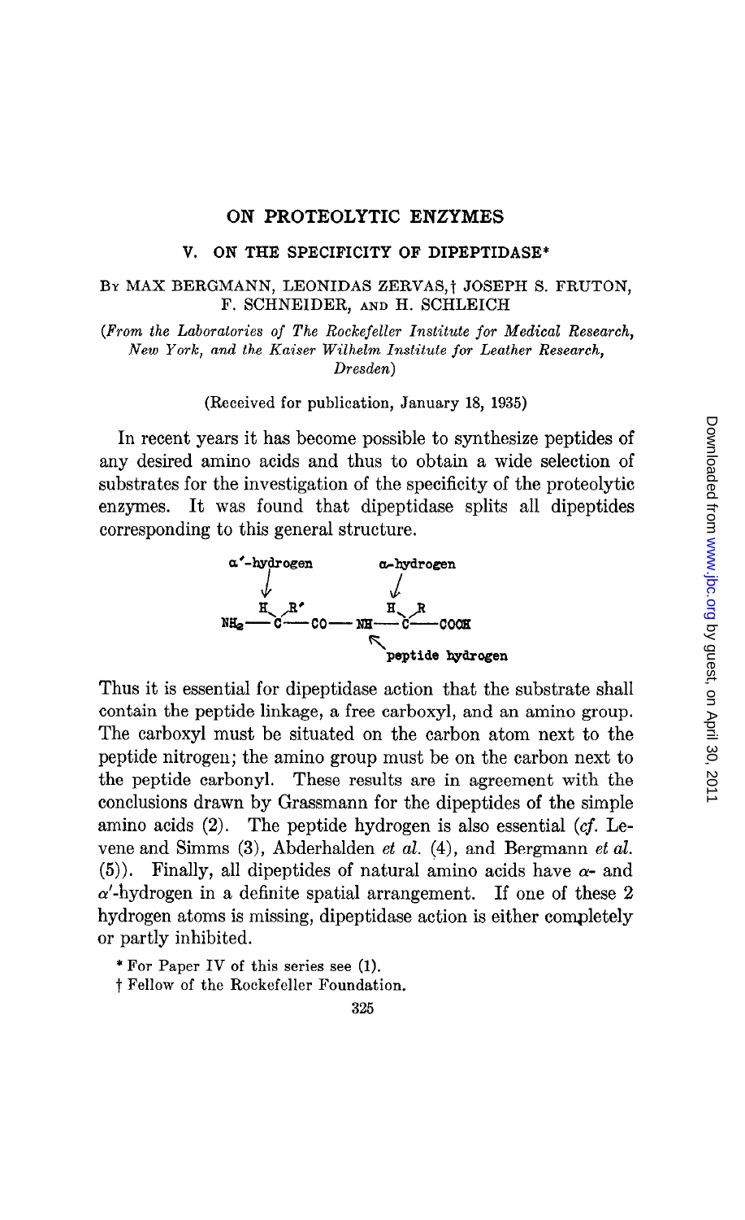# ON PROTEOLYTIC ENZYMES

## V. ON THE SPECIFICITY OF DIPEPTIDASE*

BY MAX BERGMANN, LEONIDAS ZERVAS,† JOSEPH S. FRUTON, F. SCHNEIDER, AND H. SCHLEICH

*(From the Laboratories of The Rockefeller Institute for Medical Research, New York, and the Kaiser Wilhelm Institute for Leather Research, Dresden)*

(Received for publication, January 18, 1935)

In recent years it has become possible to synthesize peptides of any desired amino acids and thus to obtain a wide selection of substrates for the investigation of the specificity of the proteolytic enzymes. It was found that dipeptidase splits all dipeptides corresponding to this general structure.

$$\overset{\alpha'\text{-hydrogen}}{\downarrow}\qquad\qquad\qquad\overset{\alpha\text{-hydrogen}}{\downarrow}$$

$$NH_2 - \overset{H\quad R'}{C} - CO - NH - \overset{H\quad R}{C} - COOH$$

$$\nwarrow \text{peptide hydrogen}$$

Thus it is essential for dipeptidase action that the substrate shall contain the peptide linkage, a free carboxyl, and an amino group. The carboxyl must be situated on the carbon atom next to the peptide nitrogen; the amino group must be on the carbon next to the peptide carbonyl. These results are in agreement with the conclusions drawn by Grassmann for the dipeptides of the simple amino acids (2). The peptide hydrogen is also essential (*cf.* Levene and Simms (3), Abderhalden *et al.* (4), and Bergmann *et al.* (5)). Finally, all dipeptides of natural amino acids have $\alpha$- and $\alpha'$-hydrogen in a definite spatial arrangement. If one of these 2 hydrogen atoms is missing, dipeptidase action is either completely or partly inhibited.

\* For Paper IV of this series see (1).

† Fellow of the Rockefeller Foundation.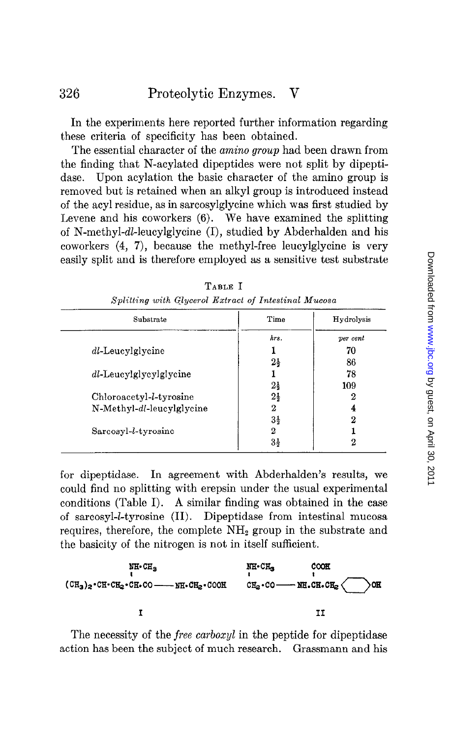In the experiments here reported further information regarding these criteria of specificity has been obtained.

The essential character of the *amino group* had been drawn from the finding that N-acylated dipeptides were not split by dipeptidase. Upon acylation the basic character of the amino group is removed but is retained when an alkyl group is introduced instead of the acyl residue, as in sarcosylglycine which was first studied by Levene and his coworkers (6). We have examined the splitting of N-methyl-*dl*-leucylglycine (I), studied by Abderhalden and his coworkers (4, 7), because the methyl-free leucylglycine is very easily split and is therefore employed as a sensitive test substrate for dipeptidase. In agreement with Abderhalden's results, we could find no splitting with erepsin under the usual experimental conditions (Table I). A similar finding was obtained in the case of sarcosyl-*l*-tyrosine (II). Dipeptidase from intestinal mucosa requires, therefore, the complete $NH_2$ group in the substrate and the basicity of the nitrogen is not in itself sufficient.

TABLE I

*Splitting with Glycerol Extract of Intestinal Mucosa*

| Substrate | Time | Hydrolysis |
|---|---|---|
| | *hrs.* | *per cent* |
| *dl*-Leucylglycine | 1 | 70 |
| | $2\frac{1}{2}$ | 86 |
| *dl*-Leucylglycylglycine | 1 | 78 |
| | $2\frac{1}{2}$ | 109 |
| Chloroacetyl-*l*-tyrosine | $2\frac{1}{2}$ | 2 |
| N-Methyl-*dl*-leucylglycine | 2 | 4 |
| | $3\frac{1}{2}$ | 2 |
| Sarcosyl-*l*-tyrosine | 2 | 1 |
| | $3\frac{1}{2}$ | 2 |

$$(CH_3)_2 \cdot CH \cdot CH_2 \cdot \underset{\substack{|\\ NH \cdot CH_3}}{CH} \cdot CO \text{——} NH \cdot CH_2 \cdot COOH$$

I

$$\underset{\substack{|\\ NH \cdot CH_3}}{CH_2} \cdot CO \text{——} NH \cdot \underset{\substack{|\\ COOH}}{CH} \cdot CH_2 \langle\ \ \rangle OH$$

II

The necessity of the *free carboxyl* in the peptide for dipeptidase action has been the subject of much research. Grassmann and his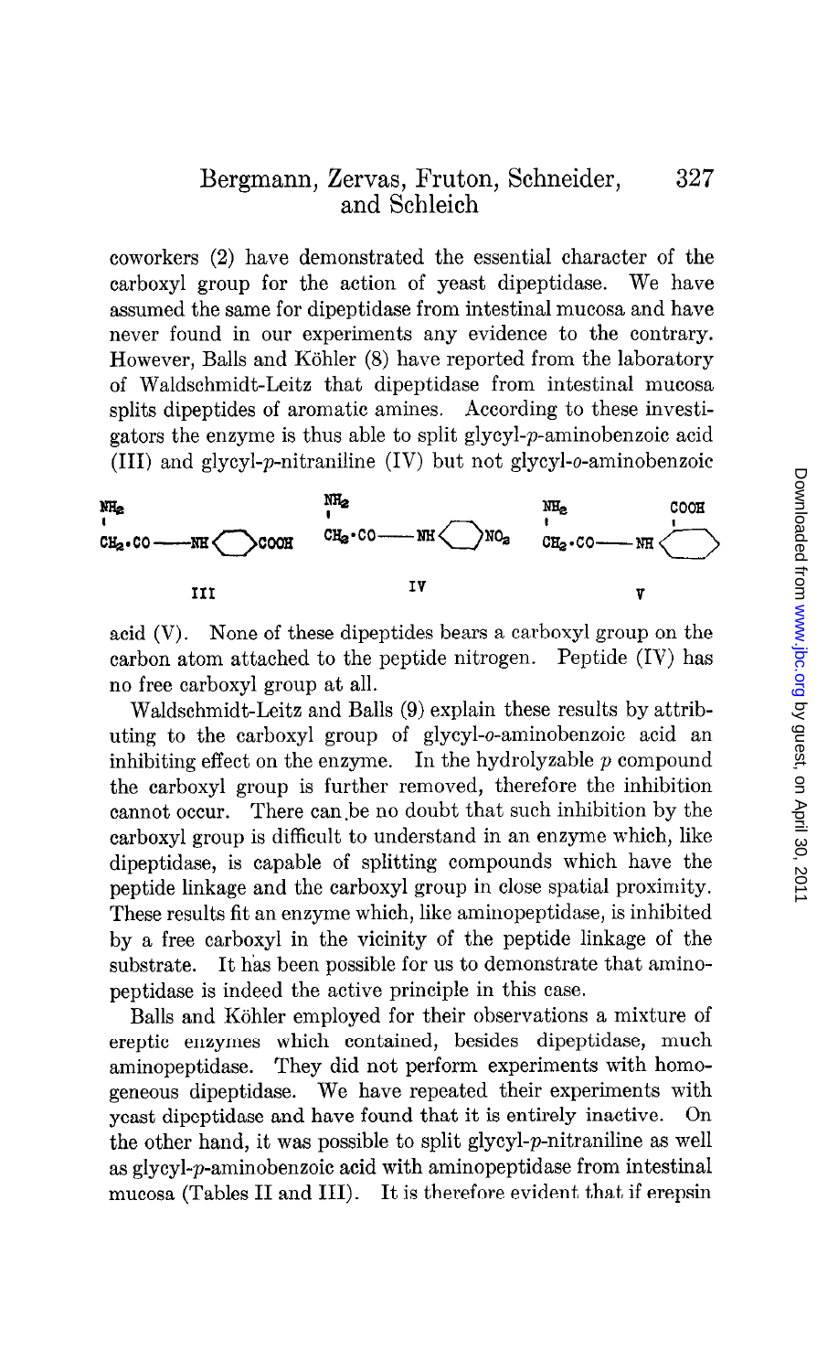coworkers (2) have demonstrated the essential character of the carboxyl group for the action of yeast dipeptidase. We have assumed the same for dipeptidase from intestinal mucosa and have never found in our experiments any evidence to the contrary. However, Balls and Köhler (8) have reported from the laboratory of Waldschmidt-Leitz that dipeptidase from intestinal mucosa splits dipeptides of aromatic amines. According to these investigators the enzyme is thus able to split glycyl-*p*-aminobenzoic acid (III) and glycyl-*p*-nitraniline (IV) but not glycyl-*o*-aminobenzoic

$$\underset{\text{III}}{\overset{NH_2}{CH_2}\cdot CO-NH\langle\ \rangle COOH} \qquad \underset{\text{IV}}{\overset{NH_2}{CH_2}\cdot CO-NH\langle\ \rangle NO_2} \qquad \underset{\text{V}}{\overset{NH_2}{CH_2}\cdot CO-NH\langle\ \rangle^{COOH}}$$

acid (V). None of these dipeptides bears a carboxyl group on the carbon atom attached to the peptide nitrogen. Peptide (IV) has no free carboxyl group at all.

Waldschmidt-Leitz and Balls (9) explain these results by attributing to the carboxyl group of glycyl-*o*-aminobenzoic acid an inhibiting effect on the enzyme. In the hydrolyzable *p* compound the carboxyl group is further removed, therefore the inhibition cannot occur. There can be no doubt that such inhibition by the carboxyl group is difficult to understand in an enzyme which, like dipeptidase, is capable of splitting compounds which have the peptide linkage and the carboxyl group in close spatial proximity. These results fit an enzyme which, like aminopeptidase, is inhibited by a free carboxyl in the vicinity of the peptide linkage of the substrate. It has been possible for us to demonstrate that aminopeptidase is indeed the active principle in this case.

Balls and Köhler employed for their observations a mixture of ereptic enzymes which contained, besides dipeptidase, much aminopeptidase. They did not perform experiments with homogeneous dipeptidase. We have repeated their experiments with yeast dipeptidase and have found that it is entirely inactive. On the other hand, it was possible to split glycyl-*p*-nitraniline as well as glycyl-*p*-aminobenzoic acid with aminopeptidase from intestinal mucosa (Tables II and III). It is therefore evident that if erepsin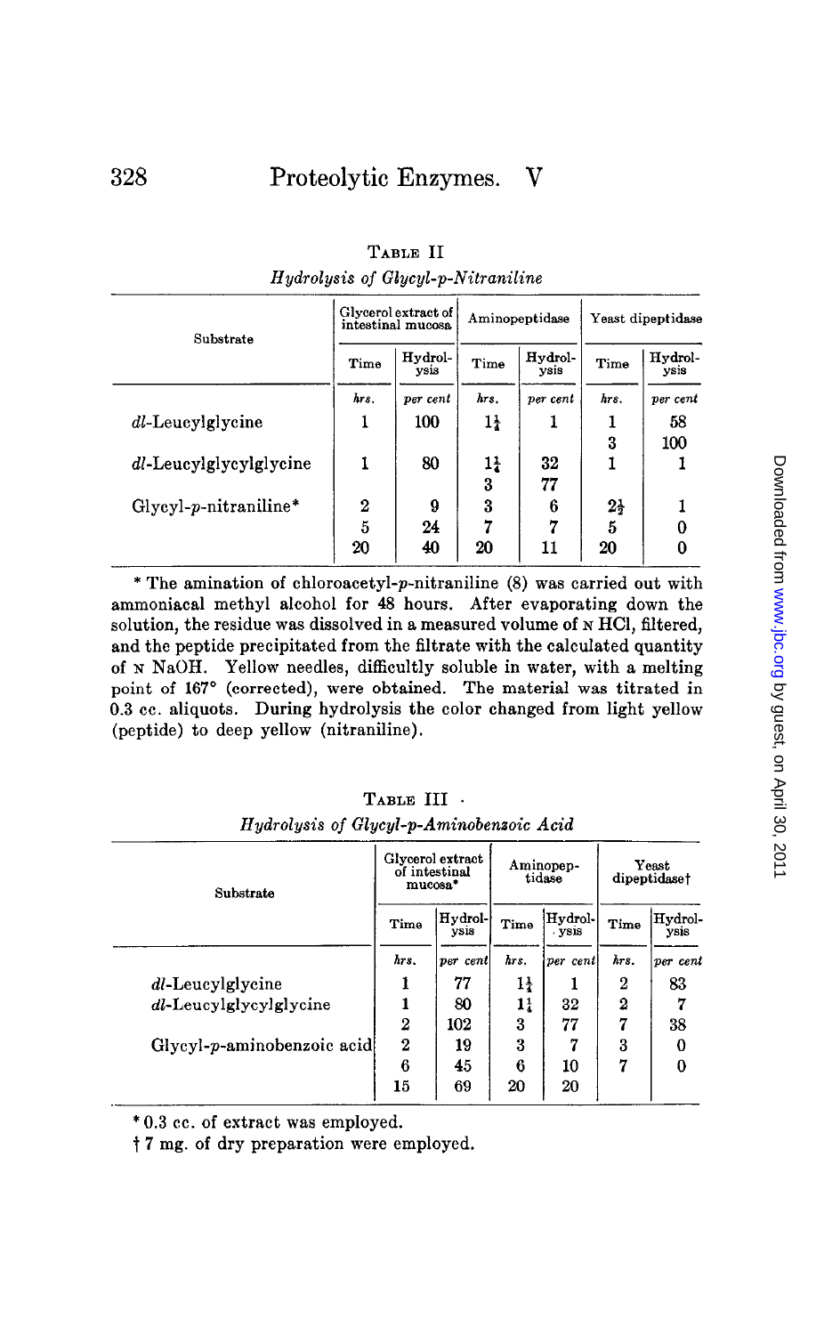TABLE II

*Hydrolysis of Glycyl-p-Nitraniline*

| Substrate | Glycerol extract of intestinal mucosa | | Aminopeptidase | | Yeast dipeptidase | |
|---|---|---|---|---|---|---|
| | Time | Hydrolysis | Time | Hydrolysis | Time | Hydrolysis |
| | *hrs.* | *per cent* | *hrs.* | *per cent* | *hrs.* | *per cent* |
| *dl*-Leucylglycine | 1 | 100 | $1\frac{1}{4}$ | 1 | 1 | 58 |
| | | | | | 3 | 100 |
| *dl*-Leucylglycylglycine | 1 | 80 | $1\frac{1}{4}$ | 32 | 1 | 1 |
| | | | 3 | 77 | | |
| Glycyl-*p*-nitraniline* | 2 | 9 | 3 | 6 | $2\frac{1}{2}$ | 1 |
| | 5 | 24 | 7 | 7 | 5 | 0 |
| | 20 | 40 | 20 | 11 | 20 | 0 |

\* The amination of chloroacetyl-*p*-nitraniline (8) was carried out with ammoniacal methyl alcohol for 48 hours. After evaporating down the solution, the residue was dissolved in a measured volume of N HCl, filtered, and the peptide precipitated from the filtrate with the calculated quantity of N NaOH. Yellow needles, difficultly soluble in water, with a melting point of 167° (corrected), were obtained. The material was titrated in 0.3 cc. aliquots. During hydrolysis the color changed from light yellow (peptide) to deep yellow (nitraniline).

TABLE III

*Hydrolysis of Glycyl-p-Aminobenzoic Acid*

| Substrate | Glycerol extract of intestinal mucosa* | | Aminopeptidase | | Yeast dipeptidase† | |
|---|---|---|---|---|---|---|
| | Time | Hydrolysis | Time | Hydrolysis | Time | Hydrolysis |
| | *hrs.* | *per cent* | *hrs.* | *per cent* | *hrs.* | *per cent* |
| *dl*-Leucylglycine | 1 | 77 | $1\frac{1}{4}$ | 1 | 2 | 83 |
| *dl*-Leucylglycylglycine | 1 | 80 | $1\frac{1}{4}$ | 32 | 2 | 7 |
| | 2 | 102 | 3 | 77 | 7 | 38 |
| Glycyl-*p*-aminobenzoic acid | 2 | 19 | 3 | 7 | 3 | 0 |
| | 6 | 45 | 6 | 10 | 7 | 0 |
| | 15 | 69 | 20 | 20 | | |

\* 0.3 cc. of extract was employed.

† 7 mg. of dry preparation were employed.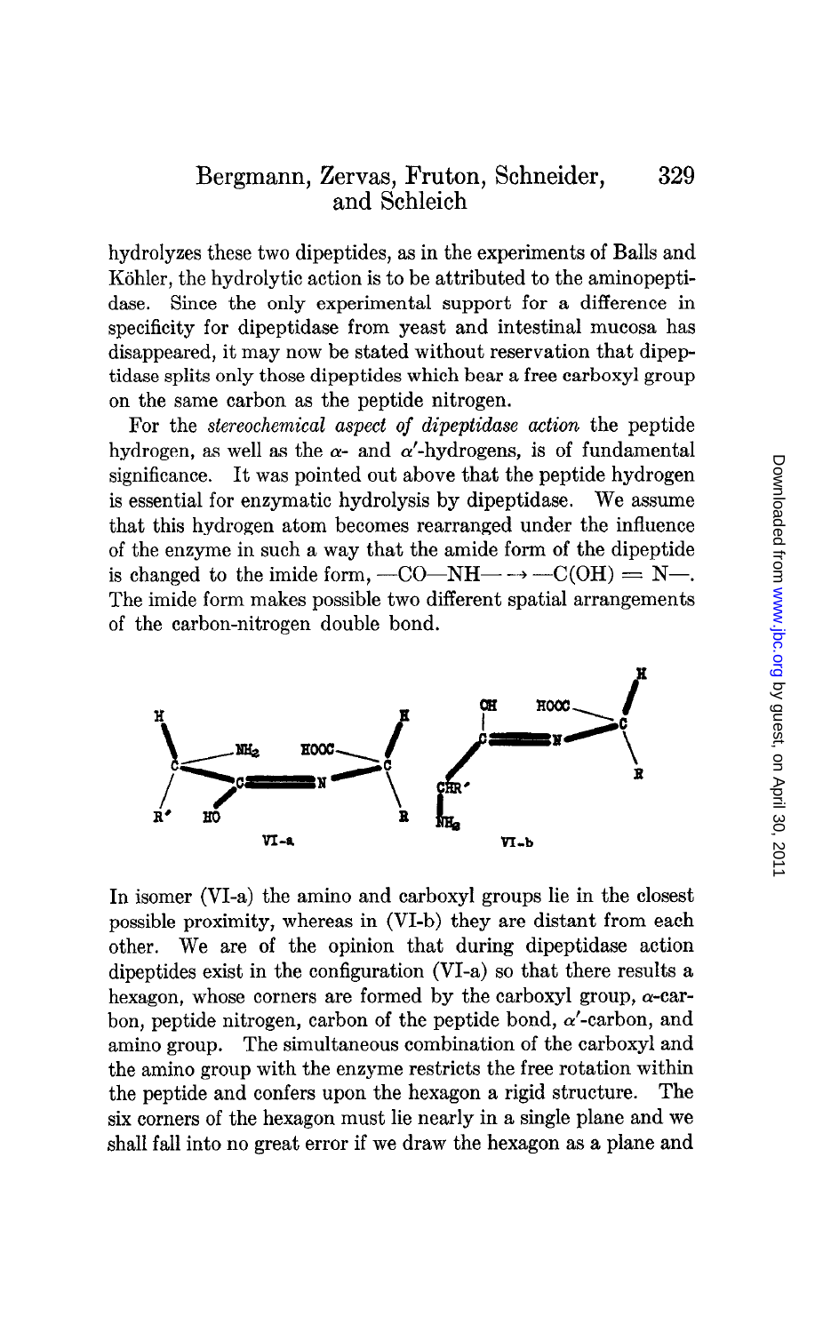hydrolyzes these two dipeptides, as in the experiments of Balls and Köhler, the hydrolytic action is to be attributed to the aminopeptidase. Since the only experimental support for a difference in specificity for dipeptidase from yeast and intestinal mucosa has disappeared, it may now be stated without reservation that dipeptidase splits only those dipeptides which bear a free carboxyl group on the same carbon as the peptide nitrogen.

For the *stereochemical aspect of dipeptidase action* the peptide hydrogen, as well as the $\alpha$- and $\alpha'$-hydrogens, is of fundamental significance. It was pointed out above that the peptide hydrogen is essential for enzymatic hydrolysis by dipeptidase. We assume that this hydrogen atom becomes rearranged under the influence of the enzyme in such a way that the amide form of the dipeptide is changed to the imide form, —CO—NH— → —C(OH) = N—. The imide form makes possible two different spatial arrangements of the carbon-nitrogen double bond.

VI-a VI-b

In isomer (VI-a) the amino and carboxyl groups lie in the closest possible proximity, whereas in (VI-b) they are distant from each other. We are of the opinion that during dipeptidase action dipeptides exist in the configuration (VI-a) so that there results a hexagon, whose corners are formed by the carboxyl group, $\alpha$-carbon, peptide nitrogen, carbon of the peptide bond, $\alpha'$-carbon, and amino group. The simultaneous combination of the carboxyl and the amino group with the enzyme restricts the free rotation within the peptide and confers upon the hexagon a rigid structure. The six corners of the hexagon must lie nearly in a single plane and we shall fall into no great error if we draw the hexagon as a plane and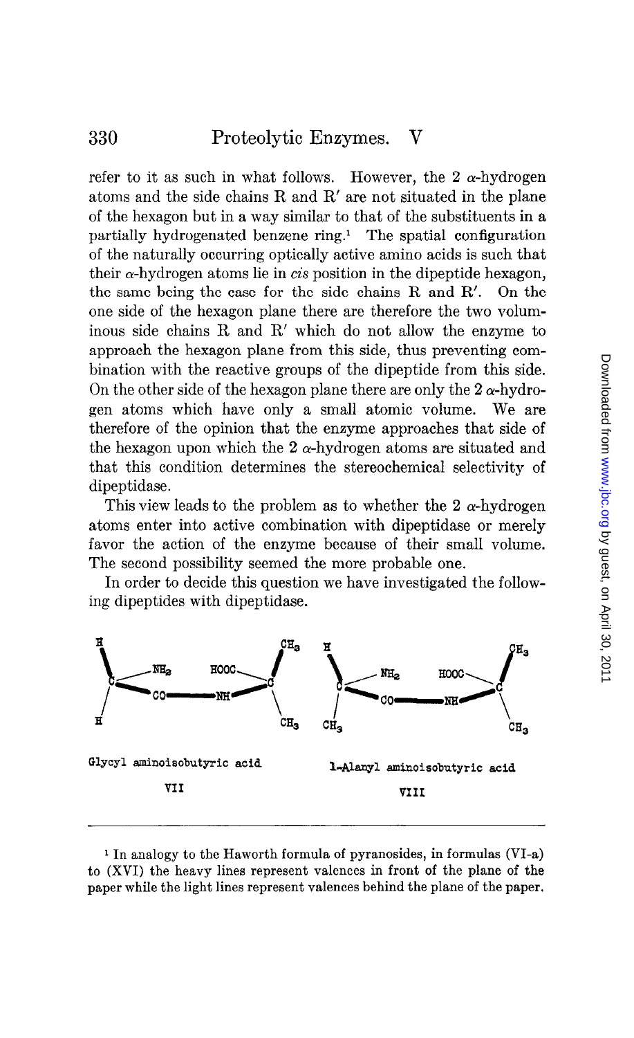refer to it as such in what follows. However, the 2 α-hydrogen atoms and the side chains R and R′ are not situated in the plane of the hexagon but in a way similar to that of the substituents in a partially hydrogenated benzene ring.[1] The spatial configuration of the naturally occurring optically active amino acids is such that their α-hydrogen atoms lie in *cis* position in the dipeptide hexagon, the same being the case for the side chains R and R′. On the one side of the hexagon plane there are therefore the two voluminous side chains R and R′ which do not allow the enzyme to approach the hexagon plane from this side, thus preventing combination with the reactive groups of the dipeptide from this side. On the other side of the hexagon plane there are only the 2 α-hydrogen atoms which have only a small atomic volume. We are therefore of the opinion that the enzyme approaches that side of the hexagon upon which the 2 α-hydrogen atoms are situated and that this condition determines the stereochemical selectivity of dipeptidase.

This view leads to the problem as to whether the 2 α-hydrogen atoms enter into active combination with dipeptidase or merely favor the action of the enzyme because of their small volume. The second possibility seemed the more probable one.

In order to decide this question we have investigated the following dipeptides with dipeptidase.

Glycyl aminoisobutyric acid

VII

l-Alanyl aminoisobutyric acid

VIII

---

[1] In analogy to the Haworth formula of pyranosides, in formulas (VI-a) to (XVI) the heavy lines represent valences in front of the plane of the paper while the light lines represent valences behind the plane of the paper.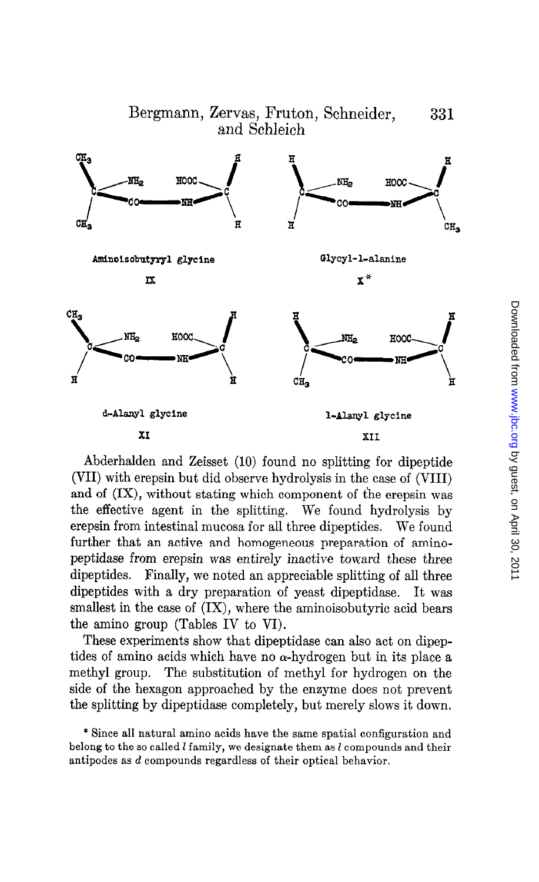Aminoisobutyryl glycine

IX

Glycyl-l-alanine

X*

d-Alanyl glycine

XI

l-Alanyl glycine

XII

Abderhalden and Zeisset (10) found no splitting for dipeptide (VII) with erepsin but did observe hydrolysis in the case of (VIII) and of (IX), without stating which component of the erepsin was the effective agent in the splitting. We found hydrolysis by erepsin from intestinal mucosa for all three dipeptides. We found further that an active and homogeneous preparation of aminopeptidase from erepsin was entirely inactive toward these three dipeptides. Finally, we noted an appreciable splitting of all three dipeptides with a dry preparation of yeast dipeptidase. It was smallest in the case of (IX), where the aminoisobutyric acid bears the amino group (Tables IV to VI).

These experiments show that dipeptidase can also act on dipeptides of amino acids which have no $\alpha$-hydrogen but in its place a methyl group. The substitution of methyl for hydrogen on the side of the hexagon approached by the enzyme does not prevent the splitting by dipeptidase completely, but merely slows it down.

\* Since all natural amino acids have the same spatial configuration and belong to the so called *l* family, we designate them as *l* compounds and their antipodes as *d* compounds regardless of their optical behavior.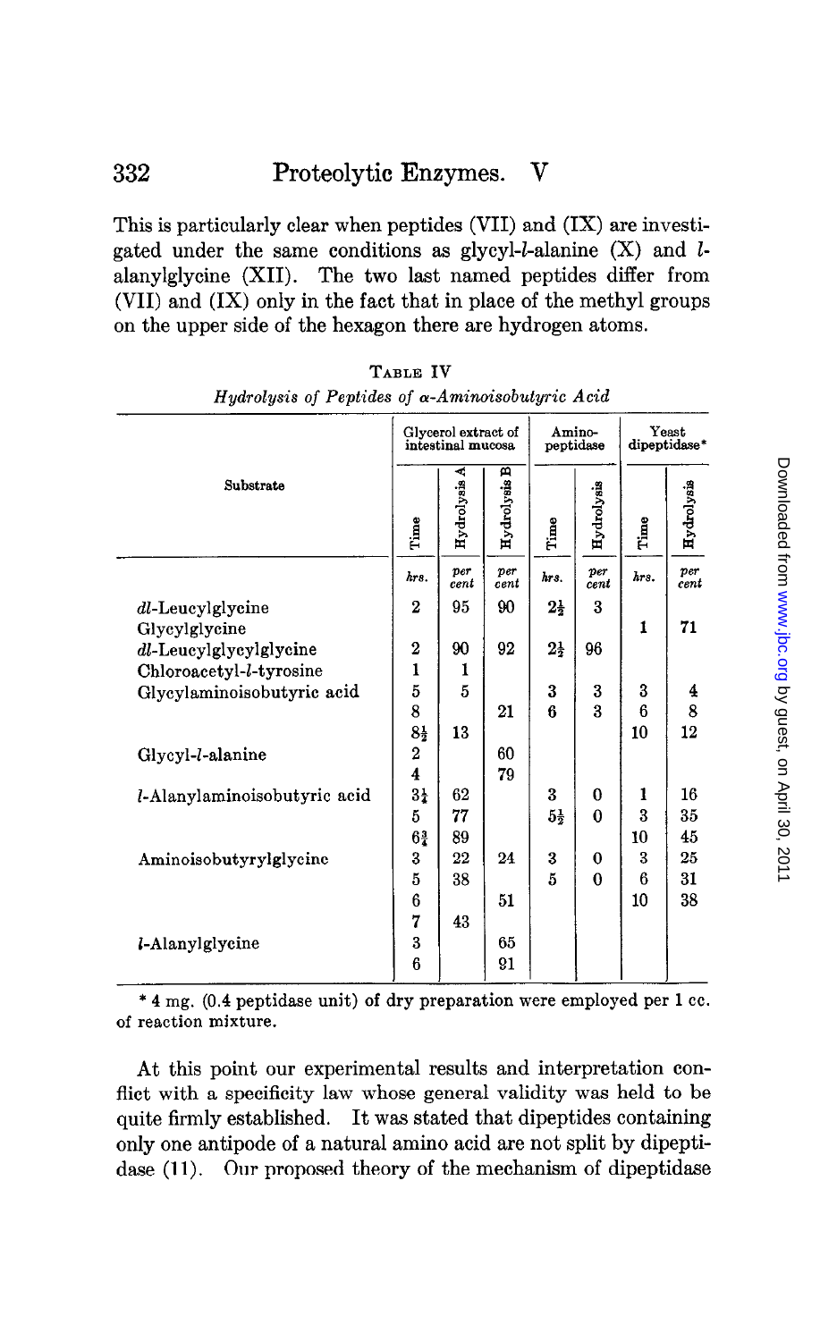This is particularly clear when peptides (VII) and (IX) are investigated under the same conditions as glycyl-*l*-alanine (X) and *l*-alanylglycine (XII). The two last named peptides differ from (VII) and (IX) only in the fact that in place of the methyl groups on the upper side of the hexagon there are hydrogen atoms.

TABLE IV

*Hydrolysis of Peptides of α-Aminoisobutyric Acid*

| Substrate | Glycerol extract of intestinal mucosa | | | Amino-peptidase | | Yeast dipeptidase* | |
|---|---|---|---|---|---|---|---|
| | Time | Hydrolysis A | Hydrolysis B | Time | Hydrolysis | Time | Hydrolysis |
| | *hrs.* | *per cent* | *per cent* | *hrs.* | *per cent* | *hrs.* | *per cent* |
| *dl*-Leucylglycine | 2 | 95 | 90 | 2½ | 3 | | |
| Glycylglycine | | | | | | 1 | 71 |
| *dl*-Leucylglycylglycine | 2 | 90 | 92 | 2½ | 96 | | |
| Chloroacetyl-*l*-tyrosine | 1 | 1 | | | | | |
| Glycylaminoisobutyric acid | 5 | 5 | | 3 | 3 | 3 | 4 |
| | 8 | | 21 | 6 | 3 | 6 | 8 |
| | 8½ | 13 | | | | 10 | 12 |
| Glycyl-*l*-alanine | 2 | | 60 | | | | |
| | 4 | | 79 | | | | |
| *l*-Alanylaminoisobutyric acid | 3¼ | 62 | | 3 | 0 | 1 | 16 |
| | 5 | 77 | | 5½ | 0 | 3 | 35 |
| | 6¾ | 89 | | | | 10 | 45 |
| Aminoisobutyrylglycine | 3 | 22 | 24 | 3 | 0 | 3 | 25 |
| | 5 | 38 | | 5 | 0 | 6 | 31 |
| | 6 | | 51 | | | 10 | 38 |
| | 7 | 43 | | | | | |
| *l*-Alanylglycine | 3 | | 65 | | | | |
| | 6 | | 91 | | | | |

\* 4 mg. (0.4 peptidase unit) of dry preparation were employed per 1 cc. of reaction mixture.

At this point our experimental results and interpretation conflict with a specificity law whose general validity was held to be quite firmly established. It was stated that dipeptides containing only one antipode of a natural amino acid are not split by dipeptidase (11). Our proposed theory of the mechanism of dipeptidase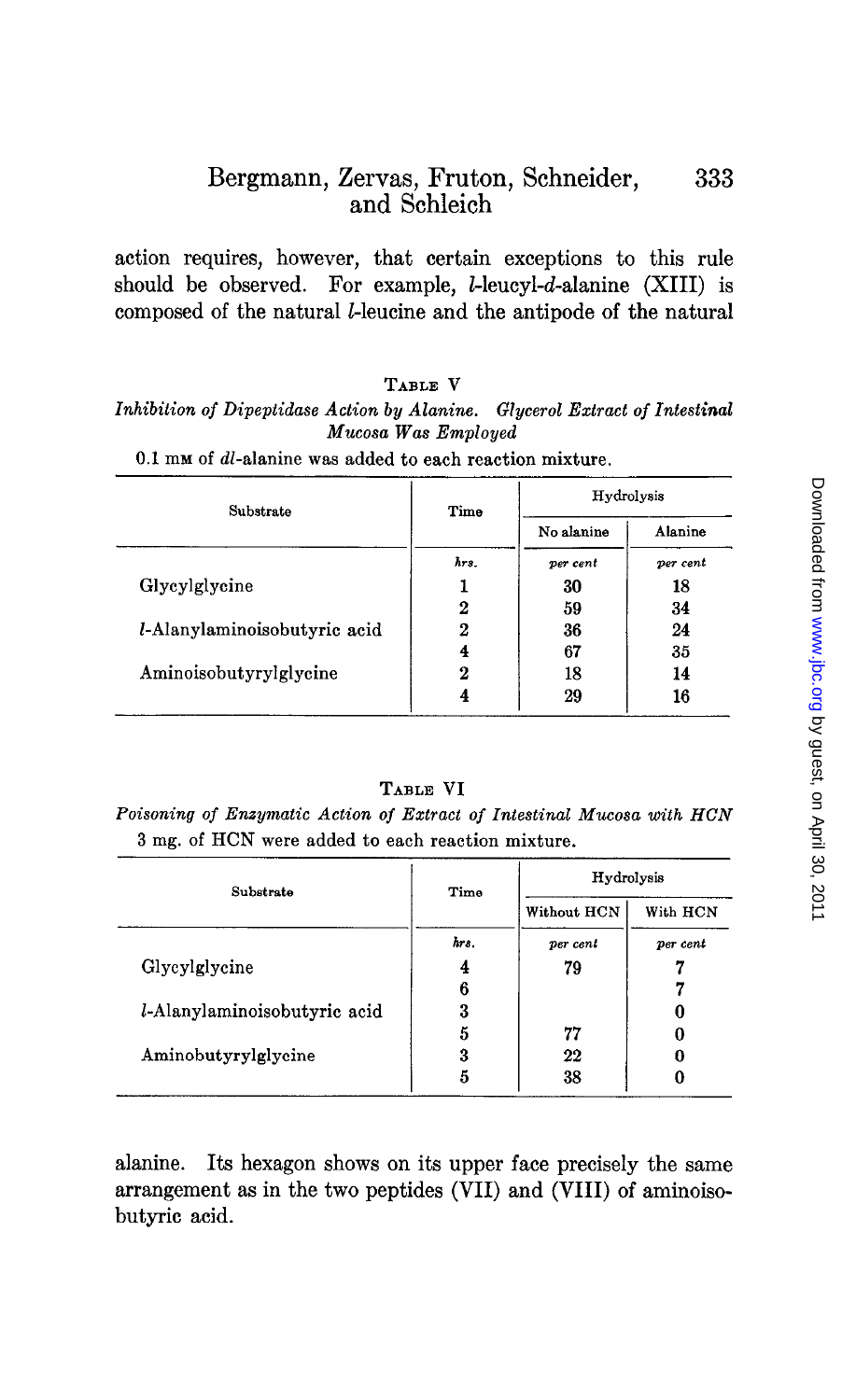action requires, however, that certain exceptions to this rule should be observed. For example, *l*-leucyl-*d*-alanine (XIII) is composed of the natural *l*-leucine and the antipode of the natural

TABLE V

*Inhibition of Dipeptidase Action by Alanine. Glycerol Extract of Intestinal Mucosa Was Employed*

0.1 mM of *dl*-alanine was added to each reaction mixture.

| Substrate | Time | Hydrolysis | |
|---|---|---|---|
| | | No alanine | Alanine |
| | *hrs.* | *per cent* | *per cent* |
| Glycylglycine | 1 | 30 | 18 |
| | 2 | 59 | 34 |
| *l*-Alanylaminoisobutyric acid | 2 | 36 | 24 |
| | 4 | 67 | 35 |
| Aminoisobutyrylglycine | 2 | 18 | 14 |
| | 4 | 29 | 16 |

TABLE VI

*Poisoning of Enzymatic Action of Extract of Intestinal Mucosa with HCN*

3 mg. of HCN were added to each reaction mixture.

| Substrate | Time | Hydrolysis | |
|---|---|---|---|
| | | Without HCN | With HCN |
| | *hrs.* | *per cent* | *per cent* |
| Glycylglycine | 4 | 79 | 7 |
| | 6 | | 7 |
| *l*-Alanylaminoisobutyric acid | 3 | | 0 |
| | 5 | 77 | 0 |
| Aminobutyrylglycine | 3 | 22 | 0 |
| | 5 | 38 | 0 |

alanine. Its hexagon shows on its upper face precisely the same arrangement as in the two peptides (VII) and (VIII) of aminoisobutyric acid.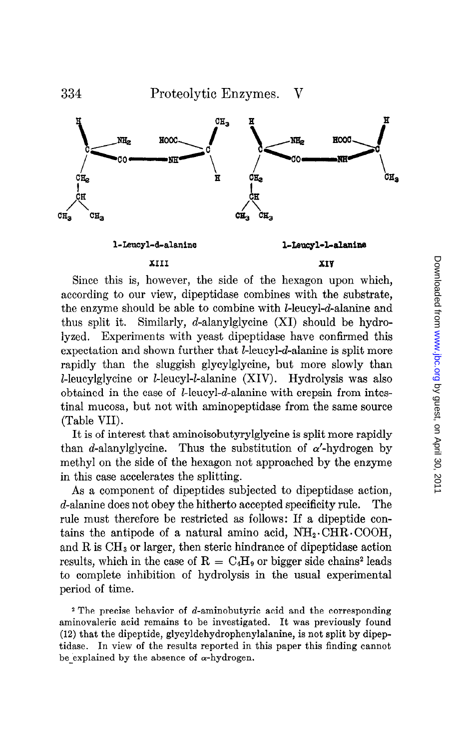l-Leucyl-d-alanine

XIII

l-Leucyl-l-alanine

XIV

Since this is, however, the side of the hexagon upon which, according to our view, dipeptidase combines with the substrate, the enzyme should be able to combine with *l*-leucyl-*d*-alanine and thus split it. Similarly, *d*-alanylglycine (XI) should be hydrolyzed. Experiments with yeast dipeptidase have confirmed this expectation and shown further that *l*-leucyl-*d*-alanine is split more rapidly than the sluggish glycylglycine, but more slowly than *l*-leucylglycine or *l*-leucyl-*l*-alanine (XIV). Hydrolysis was also obtained in the case of *l*-leucyl-*d*-alanine with erepsin from intestinal mucosa, but not with aminopeptidase from the same source (Table VII).

It is of interest that aminoisobutyrylglycine is split more rapidly than *d*-alanylglycine. Thus the substitution of $\alpha'$-hydrogen by methyl on the side of the hexagon not approached by the enzyme in this case accelerates the splitting.

As a component of dipeptides subjected to dipeptidase action, *d*-alanine does not obey the hitherto accepted specificity rule. The rule must therefore be restricted as follows: If a dipeptide contains the antipode of a natural amino acid, $NH_2 \cdot CHR \cdot COOH$, and R is $CH_3$ or larger, then steric hindrance of dipeptidase action results, which in the case of $R = C_4H_9$ or bigger side chains[2] leads to complete inhibition of hydrolysis in the usual experimental period of time.

[2] The precise behavior of *d*-aminobutyric acid and the corresponding aminovaleric acid remains to be investigated. It was previously found (12) that the dipeptide, glycyldehydrophenylalanine, is not split by dipeptidase. In view of the results reported in this paper this finding cannot be explained by the absence of $\alpha$-hydrogen.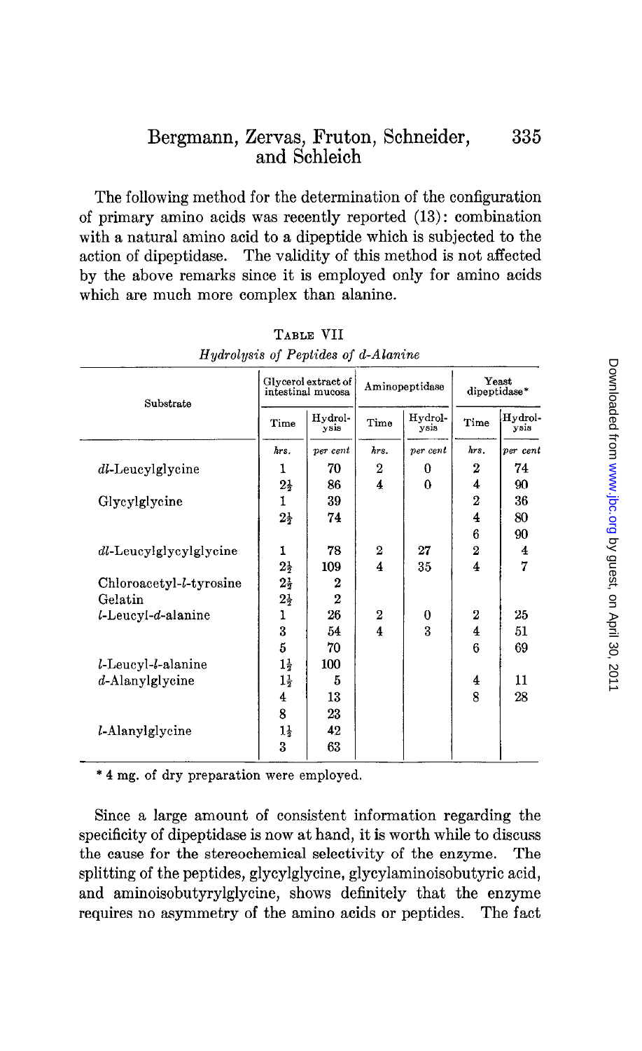The following method for the determination of the configuration of primary amino acids was recently reported (13): combination with a natural amino acid to a dipeptide which is subjected to the action of dipeptidase. The validity of this method is not affected by the above remarks since it is employed only for amino acids which are much more complex than alanine.

TABLE VII

*Hydrolysis of Peptides of d-Alanine*

| Substrate | Glycerol extract of intestinal mucosa | | Aminopeptidase | | Yeast dipeptidase* | |
|---|---|---|---|---|---|---|
| | Time | Hydrolysis | Time | Hydrolysis | Time | Hydrolysis |
| | *hrs.* | *per cent* | *hrs.* | *per cent* | *hrs.* | *per cent* |
| *dl*-Leucylglycine | 1 | 70 | 2 | 0 | 2 | 74 |
| | 2½ | 86 | 4 | 0 | 4 | 90 |
| Glycylglycine | 1 | 39 | | | 2 | 36 |
| | 2½ | 74 | | | 4 | 80 |
| | | | | | 6 | 90 |
| *dl*-Leucylglycylglycine | 1 | 78 | 2 | 27 | 2 | 4 |
| | 2½ | 109 | 4 | 35 | 4 | 7 |
| Chloroacetyl-*l*-tyrosine | 2½ | 2 | | | | |
| Gelatin | 2½ | 2 | | | | |
| *l*-Leucyl-*d*-alanine | 1 | 26 | 2 | 0 | 2 | 25 |
| | 3 | 54 | 4 | 3 | 4 | 51 |
| | 5 | 70 | | | 6 | 69 |
| *l*-Leucyl-*l*-alanine | 1½ | 100 | | | | |
| *d*-Alanylglycine | 1½ | 5 | | | 4 | 11 |
| | 4 | 13 | | | 8 | 28 |
| | 8 | 23 | | | | |
| *l*-Alanylglycine | 1½ | 42 | | | | |
| | 3 | 63 | | | | |

\* 4 mg. of dry preparation were employed.

Since a large amount of consistent information regarding the specificity of dipeptidase is now at hand, it is worth while to discuss the cause for the stereochemical selectivity of the enzyme. The splitting of the peptides, glycylglycine, glycylaminoisobutyric acid, and aminoisobutyrylglycine, shows definitely that the enzyme requires no asymmetry of the amino acids or peptides. The fact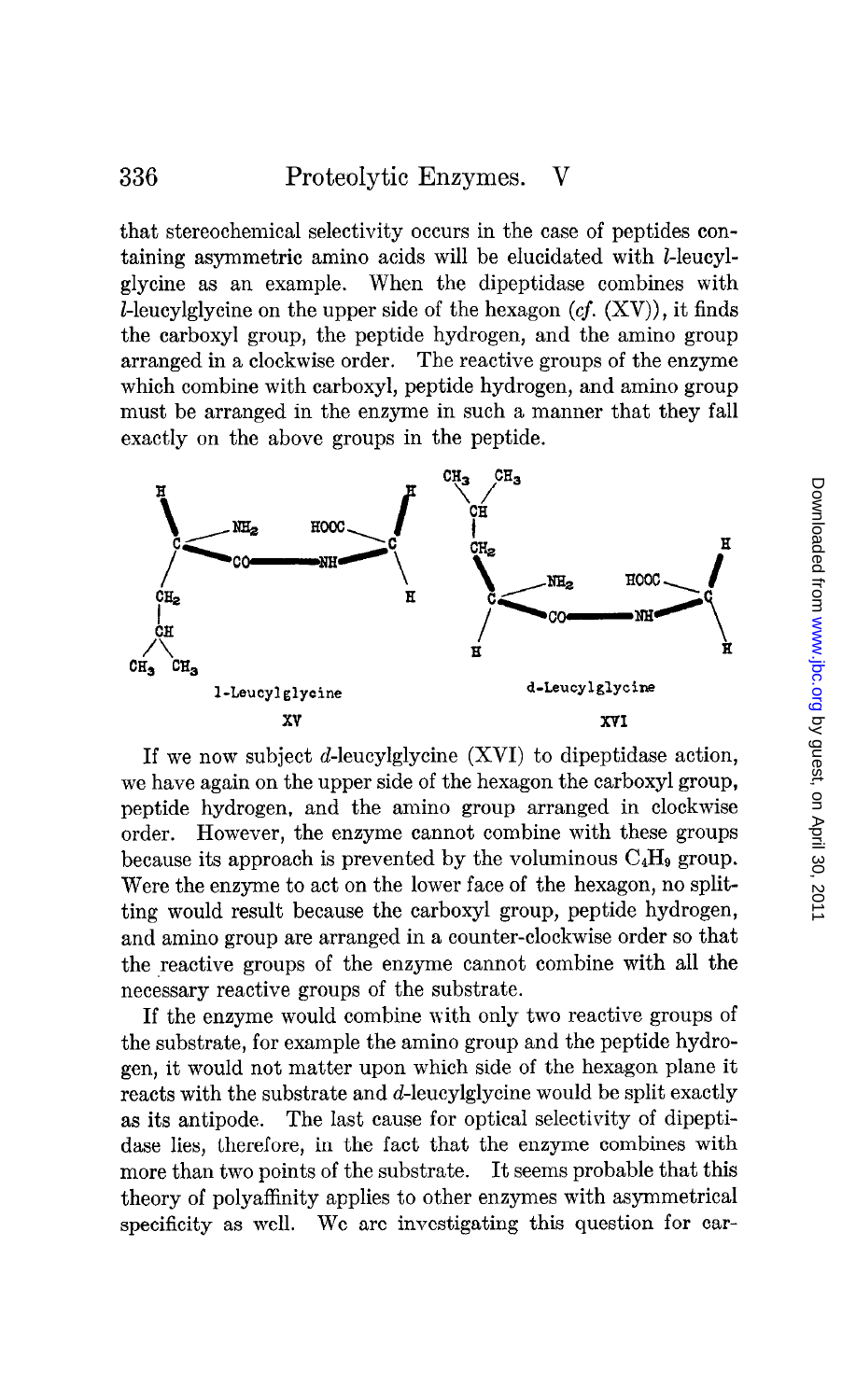that stereochemical selectivity occurs in the case of peptides containing asymmetric amino acids will be elucidated with *l*-leucylglycine as an example. When the dipeptidase combines with *l*-leucylglycine on the upper side of the hexagon (*cf.* (XV)), it finds the carboxyl group, the peptide hydrogen, and the amino group arranged in a clockwise order. The reactive groups of the enzyme which combine with carboxyl, peptide hydrogen, and amino group must be arranged in the enzyme in such a manner that they fall exactly on the above groups in the peptide.

l-Leucylglycine

XV

d-Leucylglycine

XVI

If we now subject *d*-leucylglycine (XVI) to dipeptidase action, we have again on the upper side of the hexagon the carboxyl group, peptide hydrogen, and the amino group arranged in clockwise order. However, the enzyme cannot combine with these groups because its approach is prevented by the voluminous $C_4H_9$ group. Were the enzyme to act on the lower face of the hexagon, no splitting would result because the carboxyl group, peptide hydrogen, and amino group are arranged in a counter-clockwise order so that the reactive groups of the enzyme cannot combine with all the necessary reactive groups of the substrate.

If the enzyme would combine with only two reactive groups of the substrate, for example the amino group and the peptide hydrogen, it would not matter upon which side of the hexagon plane it reacts with the substrate and *d*-leucylglycine would be split exactly as its antipode. The last cause for optical selectivity of dipeptidase lies, therefore, in the fact that the enzyme combines with more than two points of the substrate. It seems probable that this theory of polyaffinity applies to other enzymes with asymmetrical specificity as well. We are investigating this question for car-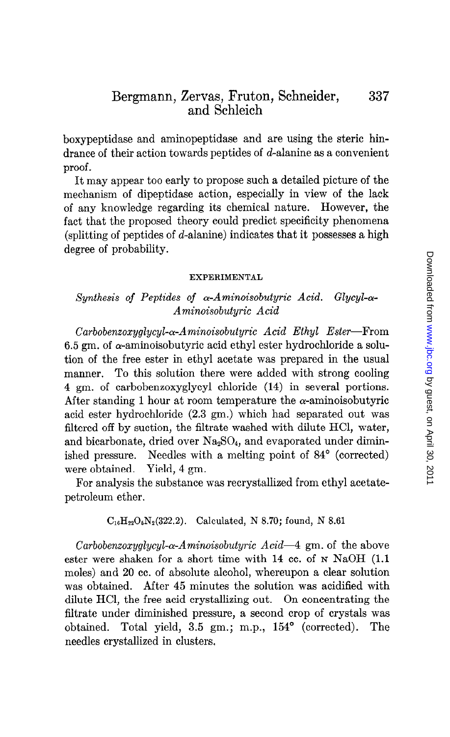boxypeptidase and aminopeptidase and are using the steric hindrance of their action towards peptides of *d*-alanine as a convenient proof.

It may appear too early to propose such a detailed picture of the mechanism of dipeptidase action, especially in view of the lack of any knowledge regarding its chemical nature. However, the fact that the proposed theory could predict specificity phenomena (splitting of peptides of *d*-alanine) indicates that it possesses a high degree of probability.

## EXPERIMENTAL

### *Synthesis of Peptides of α-Aminoisobutyric Acid. Glycyl-α-Aminoisobutyric Acid*

*Carbobenzoxyglycyl-α-Aminoisobutyric Acid Ethyl Ester*—From 6.5 gm. of α-aminoisobutyric acid ethyl ester hydrochloride a solution of the free ester in ethyl acetate was prepared in the usual manner. To this solution there were added with strong cooling 4 gm. of carbobenzoxyglycyl chloride (14) in several portions. After standing 1 hour at room temperature the α-aminoisobutyric acid ester hydrochloride (2.3 gm.) which had separated out was filtered off by suction, the filtrate washed with dilute HCl, water, and bicarbonate, dried over $Na_2SO_4$, and evaporated under diminished pressure. Needles with a melting point of 84° (corrected) were obtained. Yield, 4 gm.

For analysis the substance was recrystallized from ethyl acetate-petroleum ether.

$C_{16}H_{22}O_5N_2$(322.2). Calculated, N 8.70; found, N 8.61

*Carbobenzoxyglycyl-α-Aminoisobutyric Acid*—4 gm. of the above ester were shaken for a short time with 14 cc. of N NaOH (1.1 moles) and 20 cc. of absolute alcohol, whereupon a clear solution was obtained. After 45 minutes the solution was acidified with dilute HCl, the free acid crystallizing out. On concentrating the filtrate under diminished pressure, a second crop of crystals was obtained. Total yield, 3.5 gm.; m.p., 154° (corrected). The needles crystallized in clusters.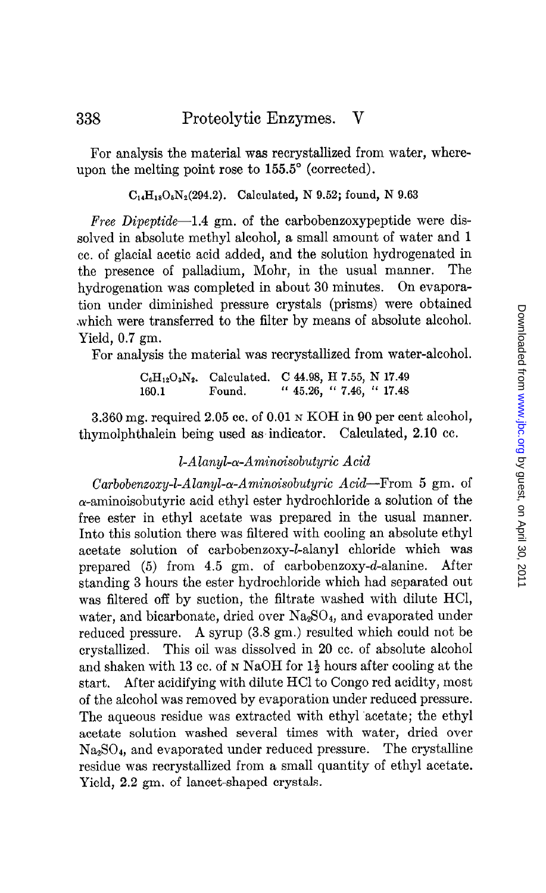For analysis the material was recrystallized from water, whereupon the melting point rose to 155.5° (corrected).

$C_{14}H_{18}O_5N_2$(294.2). Calculated, N 9.52; found, N 9.63

*Free Dipeptide*—1.4 gm. of the carbobenzoxypeptide were dissolved in absolute methyl alcohol, a small amount of water and 1 cc. of glacial acetic acid added, and the solution hydrogenated in the presence of palladium, Mohr, in the usual manner. The hydrogenation was completed in about 30 minutes. On evaporation under diminished pressure crystals (prisms) were obtained which were transferred to the filter by means of absolute alcohol. Yield, 0.7 gm.

For analysis the material was recrystallized from water-alcohol.

| | | |
|---|---|---|
| $C_6H_{12}O_3N_2$. | Calculated. | C 44.98, H 7.55, N 17.49 |
| 160.1 | Found. | " 45.26, " 7.46, " 17.48 |

3.360 mg. required 2.05 cc. of 0.01 N KOH in 90 per cent alcohol, thymolphthalein being used as indicator. Calculated, 2.10 cc.

### *l-Alanyl-α-Aminoisobutyric Acid*

*Carbobenzoxy-l-Alanyl-α-Aminoisobutyric Acid*—From 5 gm. of α-aminoisobutyric acid ethyl ester hydrochloride a solution of the free ester in ethyl acetate was prepared in the usual manner. Into this solution there was filtered with cooling an absolute ethyl acetate solution of carbobenzoxy-*l*-alanyl chloride which was prepared (5) from 4.5 gm. of carbobenzoxy-*d*-alanine. After standing 3 hours the ester hydrochloride which had separated out was filtered off by suction, the filtrate washed with dilute HCl, water, and bicarbonate, dried over $Na_2SO_4$, and evaporated under reduced pressure. A syrup (3.8 gm.) resulted which could not be crystallized. This oil was dissolved in 20 cc. of absolute alcohol and shaken with 13 cc. of N NaOH for $1\frac{1}{2}$ hours after cooling at the start. After acidifying with dilute HCl to Congo red acidity, most of the alcohol was removed by evaporation under reduced pressure. The aqueous residue was extracted with ethyl acetate; the ethyl acetate solution washed several times with water, dried over $Na_2SO_4$, and evaporated under reduced pressure. The crystalline residue was recrystallized from a small quantity of ethyl acetate. Yield, 2.2 gm. of lancet-shaped crystals.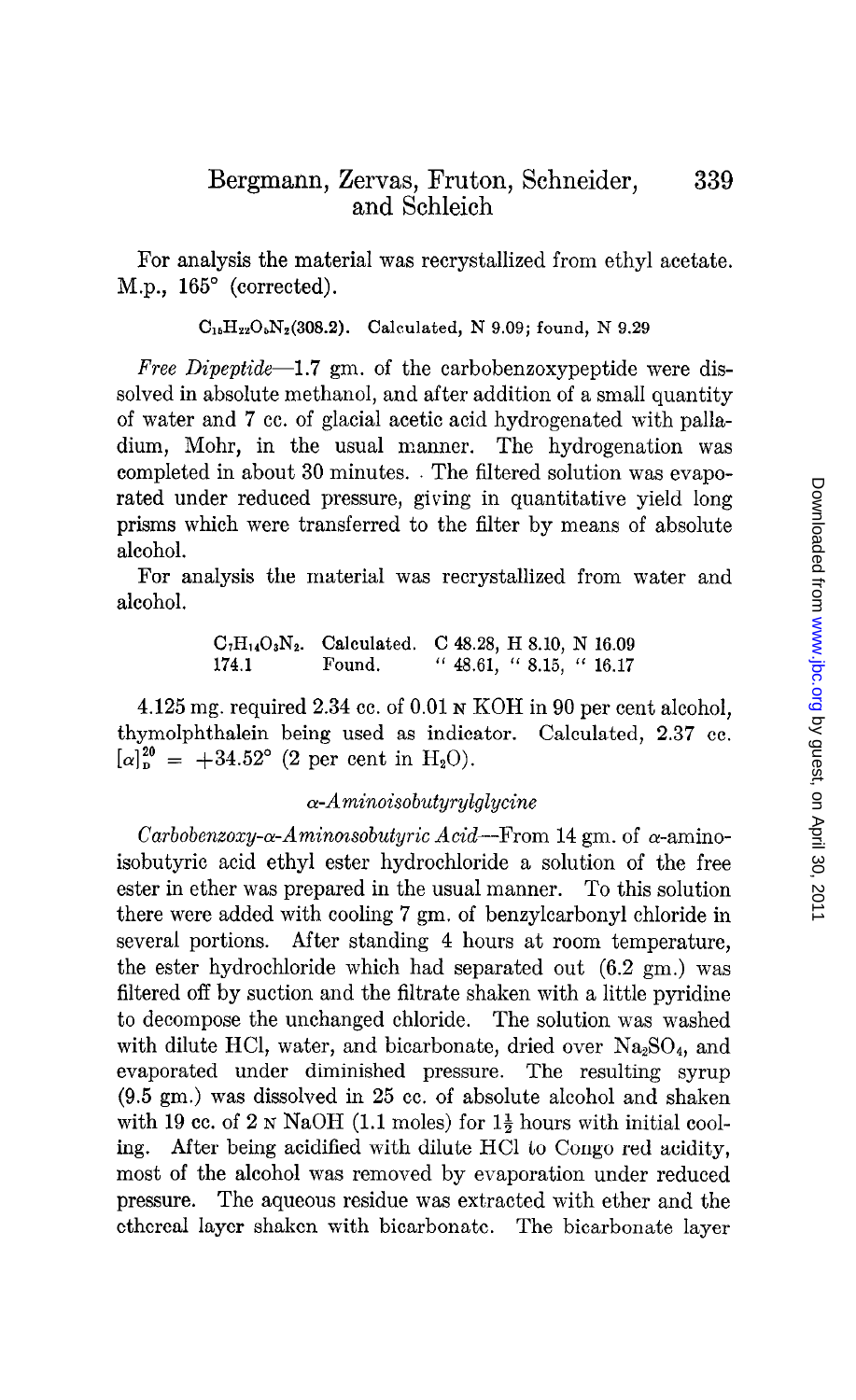For analysis the material was recrystallized from ethyl acetate. M.p., 165° (corrected).

$C_{15}H_{22}O_5N_2$(308.2). Calculated, N 9.09; found, N 9.29

*Free Dipeptide*—1.7 gm. of the carbobenzoxypeptide were dissolved in absolute methanol, and after addition of a small quantity of water and 7 cc. of glacial acetic acid hydrogenated with palladium, Mohr, in the usual manner. The hydrogenation was completed in about 30 minutes. The filtered solution was evaporated under reduced pressure, giving in quantitative yield long prisms which were transferred to the filter by means of absolute alcohol.

For analysis the material was recrystallized from water and alcohol.

| | | |
|---|---|---|
| $C_7H_{14}O_3N_2$. | Calculated. | C 48.28, H 8.10, N 16.09 |
| 174.1 | Found. | " 48.61, " 8.15, " 16.17 |

4.125 mg. required 2.34 cc. of 0.01 N KOH in 90 per cent alcohol, thymolphthalein being used as indicator. Calculated, 2.37 cc. $[\alpha]_D^{20} = +34.52°$ (2 per cent in $H_2O$).

### *α-Aminoisobutyrylglycine*

*Carbobenzoxy-α-Aminoisobutyric Acid*—From 14 gm. of α-aminoisobutyric acid ethyl ester hydrochloride a solution of the free ester in ether was prepared in the usual manner. To this solution there were added with cooling 7 gm. of benzylcarbonyl chloride in several portions. After standing 4 hours at room temperature, the ester hydrochloride which had separated out (6.2 gm.) was filtered off by suction and the filtrate shaken with a little pyridine to decompose the unchanged chloride. The solution was washed with dilute HCl, water, and bicarbonate, dried over $Na_2SO_4$, and evaporated under diminished pressure. The resulting syrup (9.5 gm.) was dissolved in 25 cc. of absolute alcohol and shaken with 19 cc. of 2 N NaOH (1.1 moles) for 1½ hours with initial cooling. After being acidified with dilute HCl to Congo red acidity, most of the alcohol was removed by evaporation under reduced pressure. The aqueous residue was extracted with ether and the ethereal layer shaken with bicarbonate. The bicarbonate layer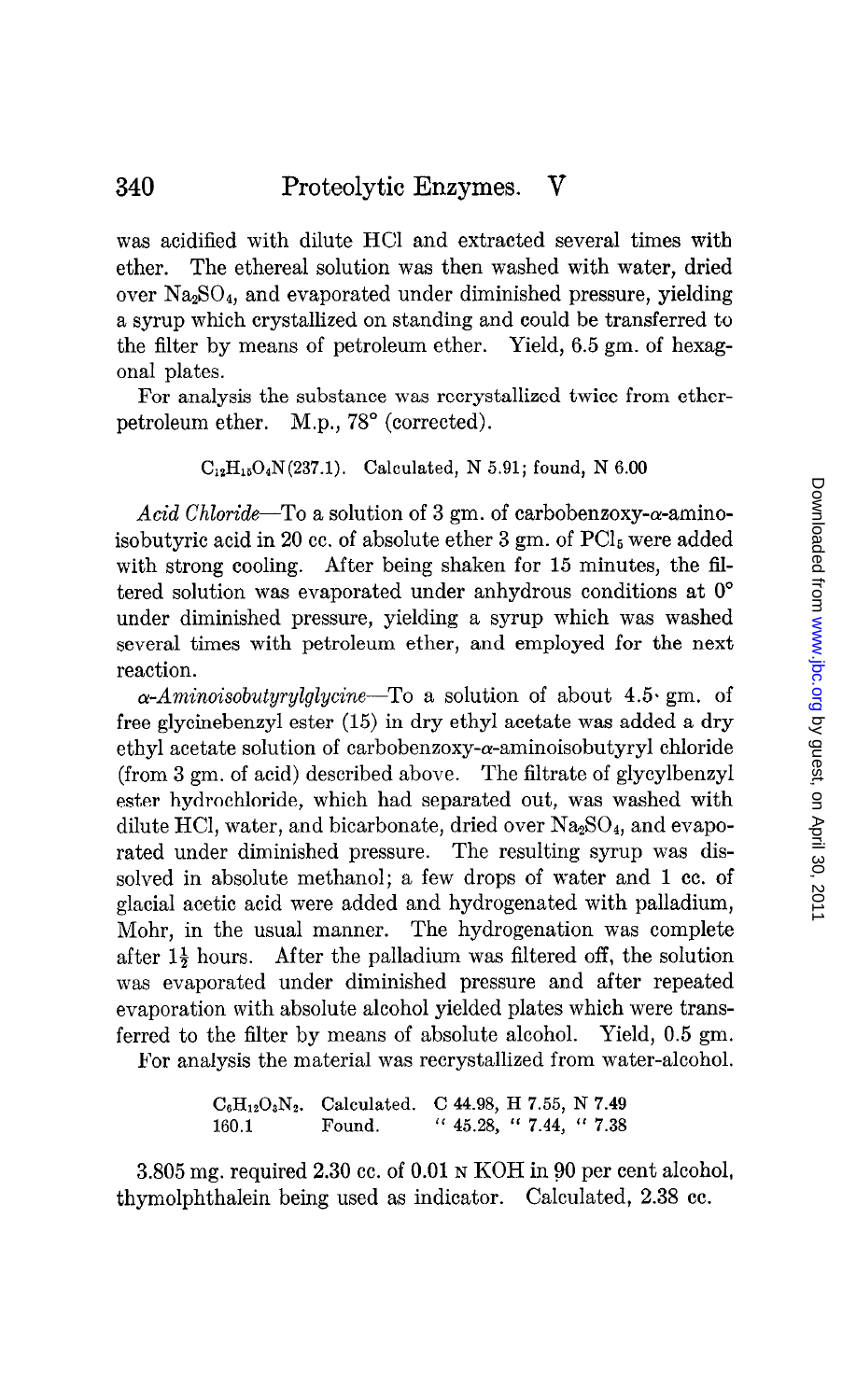was acidified with dilute HCl and extracted several times with ether. The ethereal solution was then washed with water, dried over $Na_2SO_4$, and evaporated under diminished pressure, yielding a syrup which crystallized on standing and could be transferred to the filter by means of petroleum ether. Yield, 6.5 gm. of hexagonal plates.

For analysis the substance was recrystallized twice from ether-petroleum ether. M.p., 78° (corrected).

$C_{12}H_{15}O_4N$ (237.1). Calculated, N 5.91; found, N 6.00

*Acid Chloride*—To a solution of 3 gm. of carbobenzoxy-α-aminoisobutyric acid in 20 cc. of absolute ether 3 gm. of $PCl_5$ were added with strong cooling. After being shaken for 15 minutes, the filtered solution was evaporated under anhydrous conditions at 0° under diminished pressure, yielding a syrup which was washed several times with petroleum ether, and employed for the next reaction.

*α-Aminoisobutyrylglycine*—To a solution of about 4.5 gm. of free glycinebenzyl ester (15) in dry ethyl acetate was added a dry ethyl acetate solution of carbobenzoxy-α-aminoisobutyryl chloride (from 3 gm. of acid) described above. The filtrate of glycylbenzyl ester hydrochloride, which had separated out, was washed with dilute HCl, water, and bicarbonate, dried over $Na_2SO_4$, and evaporated under diminished pressure. The resulting syrup was dissolved in absolute methanol; a few drops of water and 1 cc. of glacial acetic acid were added and hydrogenated with palladium, Mohr, in the usual manner. The hydrogenation was complete after $1\frac{1}{2}$ hours. After the palladium was filtered off, the solution was evaporated under diminished pressure and after repeated evaporation with absolute alcohol yielded plates which were transferred to the filter by means of absolute alcohol. Yield, 0.5 gm.

For analysis the material was recrystallized from water-alcohol.

| | | |
|---|---|---|
| $C_6H_{12}O_3N_2$. | Calculated. | C 44.98, H 7.55, N 7.49 |
| 160.1 | Found. | " 45.28, " 7.44, " 7.38 |

3.805 mg. required 2.30 cc. of 0.01 N KOH in 90 per cent alcohol, thymolphthalein being used as indicator. Calculated, 2.38 cc.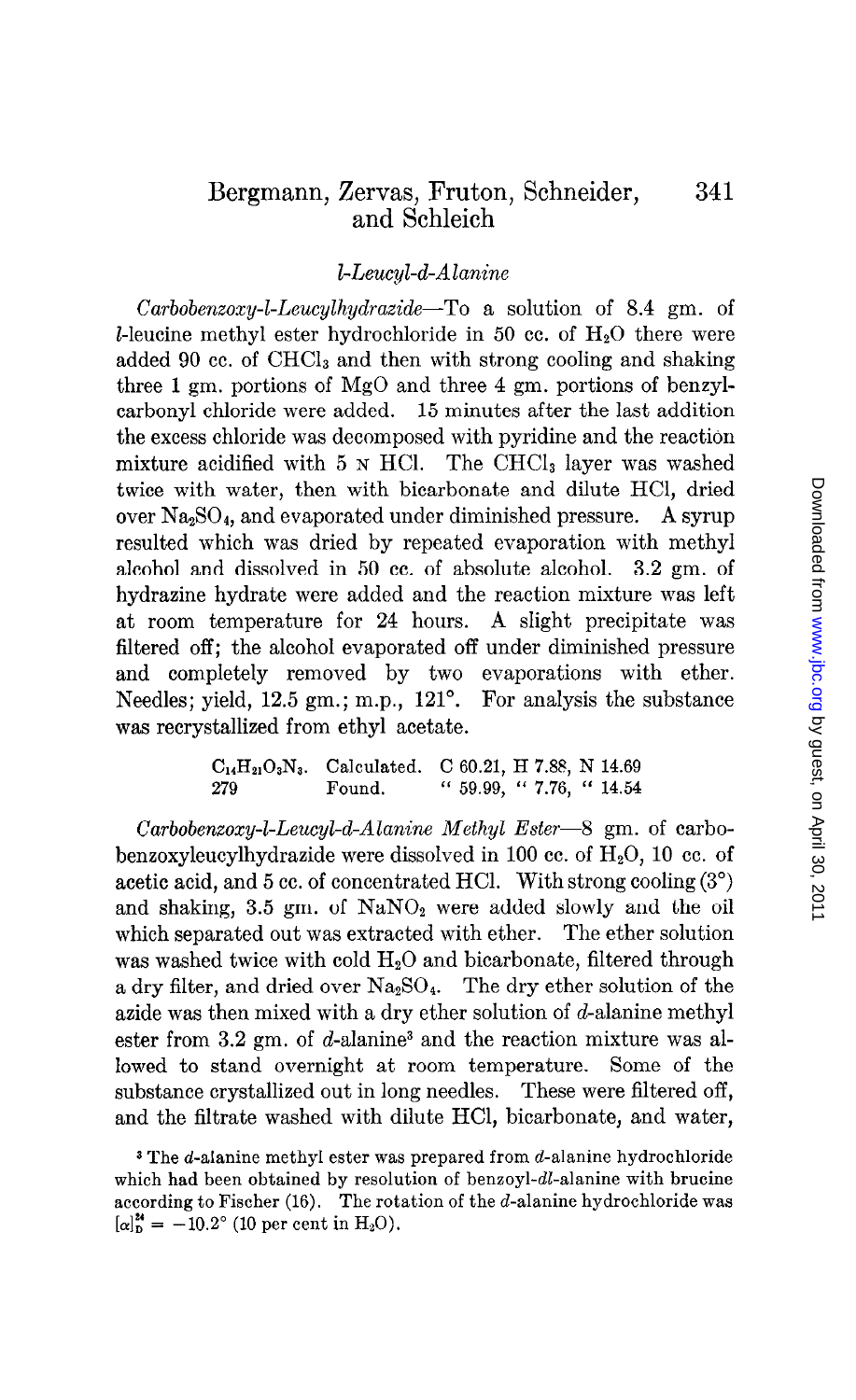### *l*-Leucyl-*d*-Alanine

*Carbobenzoxy-l-Leucylhydrazide*—To a solution of 8.4 gm. of *l*-leucine methyl ester hydrochloride in 50 cc. of $H_2O$ there were added 90 cc. of $CHCl_3$ and then with strong cooling and shaking three 1 gm. portions of MgO and three 4 gm. portions of benzylcarbonyl chloride were added. 15 minutes after the last addition the excess chloride was decomposed with pyridine and the reaction mixture acidified with 5 N HCl. The $CHCl_3$ layer was washed twice with water, then with bicarbonate and dilute HCl, dried over $Na_2SO_4$, and evaporated under diminished pressure. A syrup resulted which was dried by repeated evaporation with methyl alcohol and dissolved in 50 cc. of absolute alcohol. 3.2 gm. of hydrazine hydrate were added and the reaction mixture was left at room temperature for 24 hours. A slight precipitate was filtered off; the alcohol evaporated off under diminished pressure and completely removed by two evaporations with ether. Needles; yield, 12.5 gm.; m.p., 121°. For analysis the substance was recrystallized from ethyl acetate.

| | | |
|---|---|---|
| $C_{14}H_{21}O_3N_3$. | Calculated. | C 60.21, H 7.88, N 14.69 |
| 279 | Found. | " 59.99, " 7.76, " 14.54 |

*Carbobenzoxy-l-Leucyl-d-Alanine Methyl Ester*—8 gm. of carbobenzoxyleucylhydrazide were dissolved in 100 cc. of $H_2O$, 10 cc. of acetic acid, and 5 cc. of concentrated HCl. With strong cooling (3°) and shaking, 3.5 gm. of $NaNO_2$ were added slowly and the oil which separated out was extracted with ether. The ether solution was washed twice with cold $H_2O$ and bicarbonate, filtered through a dry filter, and dried over $Na_2SO_4$. The dry ether solution of the azide was then mixed with a dry ether solution of *d*-alanine methyl ester from 3.2 gm. of *d*-alanine[3] and the reaction mixture was allowed to stand overnight at room temperature. Some of the substance crystallized out in long needles. These were filtered off, and the filtrate washed with dilute HCl, bicarbonate, and water,

[3] The *d*-alanine methyl ester was prepared from *d*-alanine hydrochloride which had been obtained by resolution of benzoyl-*dl*-alanine with brucine according to Fischer (16). The rotation of the *d*-alanine hydrochloride was $[\alpha]_D^{24} = -10.2°$ (10 per cent in $H_2O$).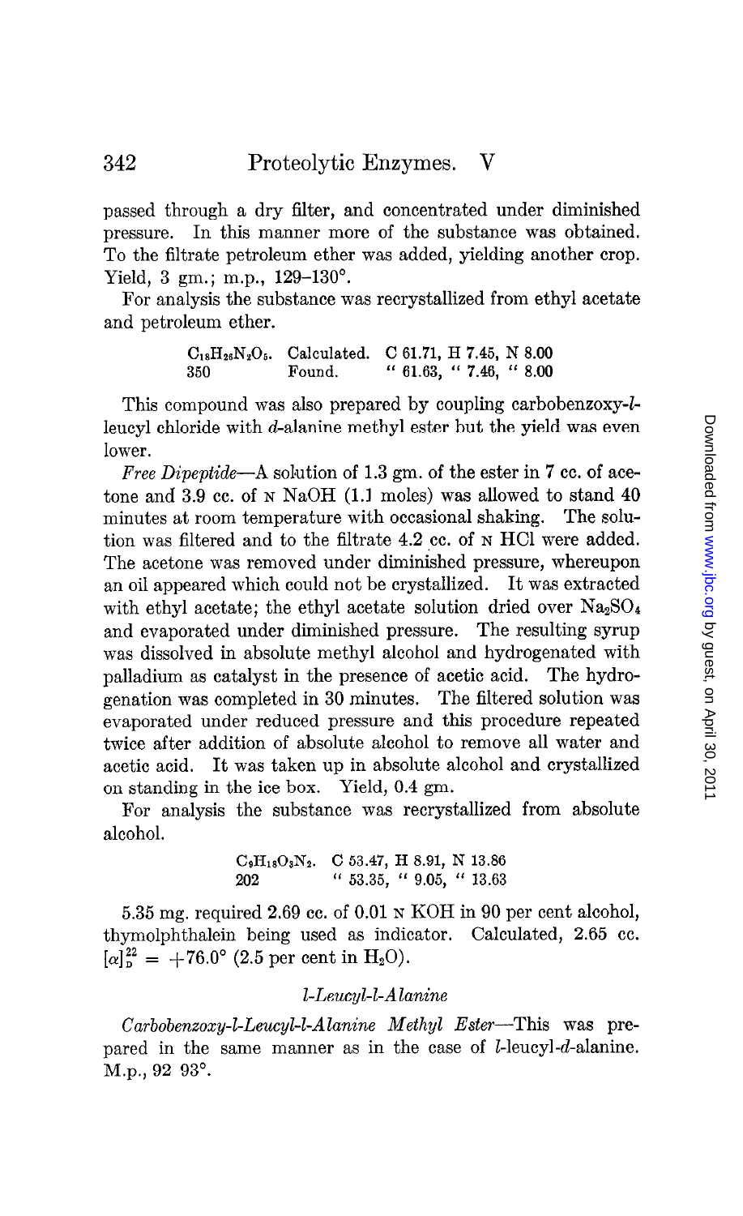passed through a dry filter, and concentrated under diminished pressure. In this manner more of the substance was obtained. To the filtrate petroleum ether was added, yielding another crop. Yield, 3 gm.; m.p., 129–130°.

For analysis the substance was recrystallized from ethyl acetate and petroleum ether.

| | | |
|---|---|---|
| $C_{18}H_{26}N_2O_5$. | Calculated. | C 61.71, H 7.45, N 8.00 |
| 350 | Found. | " 61.63, " 7.46, " 8.00 |

This compound was also prepared by coupling carbobenzoxy-*l*-leucyl chloride with *d*-alanine methyl ester but the yield was even lower.

*Free Dipeptide*—A solution of 1.3 gm. of the ester in 7 cc. of acetone and 3.9 cc. of N NaOH (1.1 moles) was allowed to stand 40 minutes at room temperature with occasional shaking. The solution was filtered and to the filtrate 4.2 cc. of N HCl were added. The acetone was removed under diminished pressure, whereupon an oil appeared which could not be crystallized. It was extracted with ethyl acetate; the ethyl acetate solution dried over $Na_2SO_4$ and evaporated under diminished pressure. The resulting syrup was dissolved in absolute methyl alcohol and hydrogenated with palladium as catalyst in the presence of acetic acid. The hydrogenation was completed in 30 minutes. The filtered solution was evaporated under reduced pressure and this procedure repeated twice after addition of absolute alcohol to remove all water and acetic acid. It was taken up in absolute alcohol and crystallized on standing in the ice box. Yield, 0.4 gm.

For analysis the substance was recrystallized from absolute alcohol.

| | |
|---|---|
| $C_9H_{18}O_3N_2$. | C 53.47, H 8.91, N 13.86 |
| 202 | " 53.35, " 9.05, " 13.63 |

5.35 mg. required 2.69 cc. of 0.01 N KOH in 90 per cent alcohol, thymolphthalein being used as indicator. Calculated, 2.65 cc. $[\alpha]_D^{22} = +76.0°$ (2.5 per cent in $H_2O$).

### *l-Leucyl-l-Alanine*

*Carbobenzoxy-l-Leucyl-l-Alanine Methyl Ester*—This was prepared in the same manner as in the case of *l*-leucyl-*d*-alanine. M.p., 92–93°.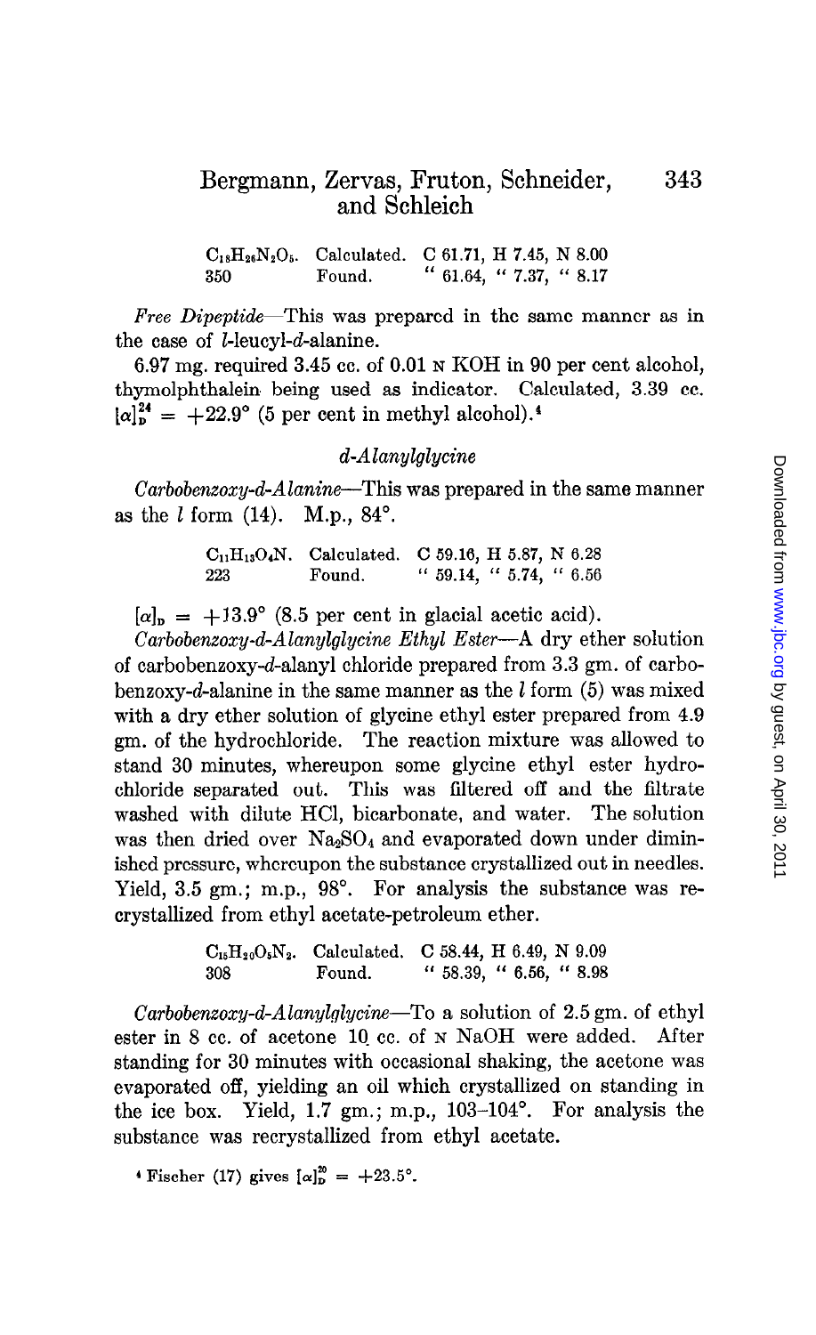$C_{18}H_{26}N_2O_5$. Calculated. C 61.71, H 7.45, N 8.00
350 Found. " 61.64, " 7.37, " 8.17

*Free Dipeptide*—This was prepared in the same manner as in the case of *l*-leucyl-*d*-alanine.

6.97 mg. required 3.45 cc. of 0.01 N KOH in 90 per cent alcohol, thymolphthalein being used as indicator. Calculated, 3.39 cc. $[\alpha]_D^{24} = +22.9°$ (5 per cent in methyl alcohol).[4]

### *d*-Alanylglycine

*Carbobenzoxy-d-Alanine*—This was prepared in the same manner as the *l* form (14). M.p., 84°.

$C_{11}H_{13}O_4N$. Calculated. C 59.16, H 5.87, N 6.28
223 Found. " 59.14, " 5.74, " 6.56

$[\alpha]_D = +13.9°$ (8.5 per cent in glacial acetic acid).

*Carbobenzoxy-d-Alanylglycine Ethyl Ester*—A dry ether solution of carbobenzoxy-*d*-alanyl chloride prepared from 3.3 gm. of carbobenzoxy-*d*-alanine in the same manner as the *l* form (5) was mixed with a dry ether solution of glycine ethyl ester prepared from 4.9 gm. of the hydrochloride. The reaction mixture was allowed to stand 30 minutes, whereupon some glycine ethyl ester hydrochloride separated out. This was filtered off and the filtrate washed with dilute HCl, bicarbonate, and water. The solution was then dried over $Na_2SO_4$ and evaporated down under diminished pressure, whereupon the substance crystallized out in needles. Yield, 3.5 gm.; m.p., 98°. For analysis the substance was recrystallized from ethyl acetate-petroleum ether.

$C_{15}H_{20}O_5N_2$. Calculated. C 58.44, H 6.49, N 9.09
308 Found. " 58.39, " 6.56, " 8.98

*Carbobenzoxy-d-Alanylglycine*—To a solution of 2.5 gm. of ethyl ester in 8 cc. of acetone 10 cc. of N NaOH were added. After standing for 30 minutes with occasional shaking, the acetone was evaporated off, yielding an oil which crystallized on standing in the ice box. Yield, 1.7 gm.; m.p., 103–104°. For analysis the substance was recrystallized from ethyl acetate.

[4] Fischer (17) gives $[\alpha]_D^{20} = +23.5°$.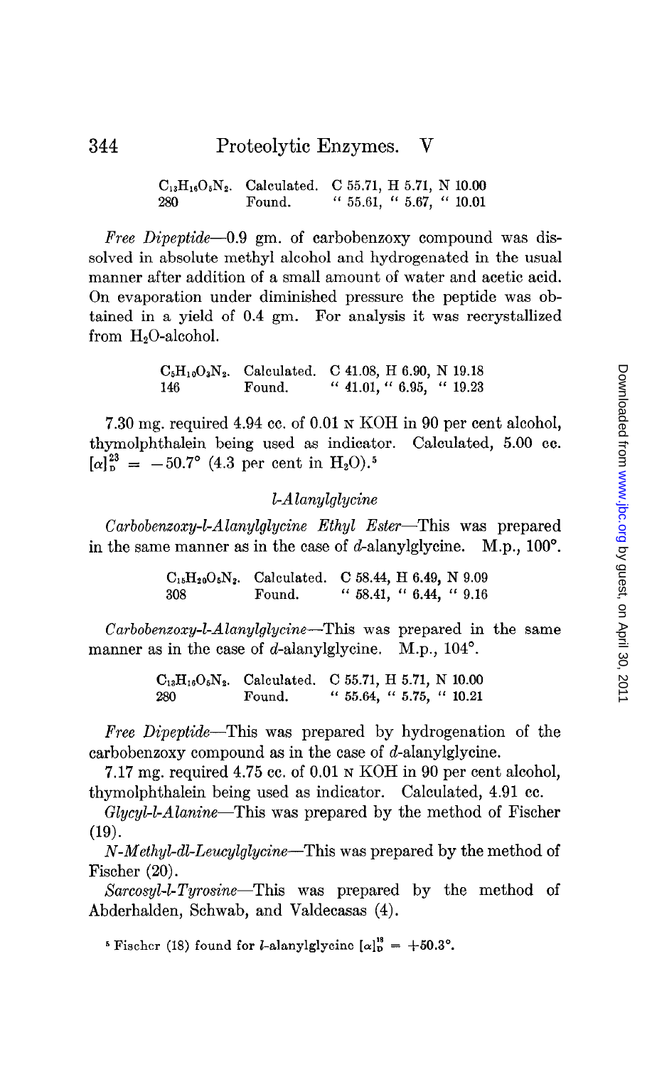$C_{13}H_{16}O_5N_2$. Calculated. C 55.71, H 5.71, N 10.00
280 Found. " 55.61, " 5.67, " 10.01

*Free Dipeptide*—0.9 gm. of carbobenzoxy compound was dissolved in absolute methyl alcohol and hydrogenated in the usual manner after addition of a small amount of water and acetic acid. On evaporation under diminished pressure the peptide was obtained in a yield of 0.4 gm. For analysis it was recrystallized from $H_2O$-alcohol.

$C_5H_{10}O_3N_2$. Calculated. C 41.08, H 6.90, N 19.18
146 Found. " 41.01, " 6.95, " 19.23

7.30 mg. required 4.94 cc. of 0.01 N KOH in 90 per cent alcohol, thymolphthalein being used as indicator. Calculated, 5.00 cc. $[\alpha]_D^{23} = -50.7°$ (4.3 per cent in $H_2O$).[5]

## *l*-*Alanylglycine*

*Carbobenzoxy-l-Alanylglycine Ethyl Ester*—This was prepared in the same manner as in the case of *d*-alanylglycine. M.p., 100°.

$C_{15}H_{20}O_5N_2$. Calculated. C 58.44, H 6.49, N 9.09
308 Found. " 58.41, " 6.44, " 9.16

*Carbobenzoxy-l-Alanylglycine*—This was prepared in the same manner as in the case of *d*-alanylglycine. M.p., 104°.

$C_{13}H_{16}O_5N_2$. Calculated. C 55.71, H 5.71, N 10.00
280 Found. " 55.64, " 5.75, " 10.21

*Free Dipeptide*—This was prepared by hydrogenation of the carbobenzoxy compound as in the case of *d*-alanylglycine.

7.17 mg. required 4.75 cc. of 0.01 N KOH in 90 per cent alcohol, thymolphthalein being used as indicator. Calculated, 4.91 cc.

*Glycyl-l-Alanine*—This was prepared by the method of Fischer (19).

*N-Methyl-dl-Leucylglycine*—This was prepared by the method of Fischer (20).

*Sarcosyl-l-Tyrosine*—This was prepared by the method of Abderhalden, Schwab, and Valdecasas (4).

[5] Fischer (18) found for *l*-alanylglycine $[\alpha]_D^{18} = +50.3°$.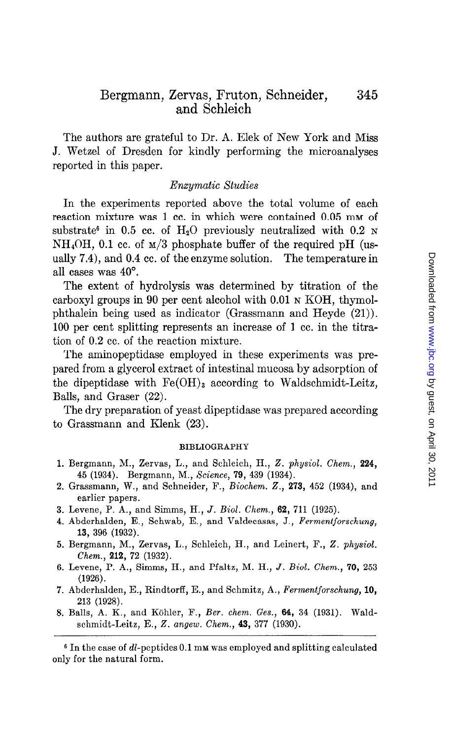The authors are grateful to Dr. A. Elek of New York and Miss J. Wetzel of Dresden for kindly performing the microanalyses reported in this paper.

### *Enzymatic Studies*

In the experiments reported above the total volume of each reaction mixture was 1 cc. in which were contained 0.05 mM of substrate[6] in 0.5 cc. of $H_2O$ previously neutralized with 0.2 N $NH_4OH$, 0.1 cc. of M/3 phosphate buffer of the required pH (usually 7.4), and 0.4 cc. of the enzyme solution. The temperature in all cases was 40°.

The extent of hydrolysis was determined by titration of the carboxyl groups in 90 per cent alcohol with 0.01 N KOH, thymolphthalein being used as indicator (Grassmann and Heyde (21)). 100 per cent splitting represents an increase of 1 cc. in the titration of 0.2 cc. of the reaction mixture.

The aminopeptidase employed in these experiments was prepared from a glycerol extract of intestinal mucosa by adsorption of the dipeptidase with $Fe(OH)_3$ according to Waldschmidt-Leitz, Balls, and Graser (22).

The dry preparation of yeast dipeptidase was prepared according to Grassmann and Klenk (23).

## BIBLIOGRAPHY

1. Bergmann, M., Zervas, L., and Schleich, H., *Z. physiol. Chem.*, **224**, 45 (1934). Bergmann, M., *Science*, **79**, 439 (1934).
2. Grassmann, W., and Schneider, F., *Biochem. Z.*, **273**, 452 (1934), and earlier papers.
3. Levene, P. A., and Simms, H., *J. Biol. Chem.*, **62**, 711 (1925).
4. Abderhalden, E., Schwab, E., and Valdecasas, J., *Fermentforschung*, **13**, 396 (1932).
5. Bergmann, M., Zervas, L., Schleich, H., and Leinert, F., *Z. physiol. Chem.*, **212**, 72 (1932).
6. Levene, P. A., Simms, H., and Pfaltz, M. H., *J. Biol. Chem.*, **70**, 253 (1926).
7. Abderhalden, E., Rindtorff, E., and Schmitz, A., *Fermentforschung*, **10**, 213 (1928).
8. Balls, A. K., and Köhler, F., *Ber. chem. Ges.*, **64**, 34 (1931). Waldschmidt-Leitz, E., *Z. angew. Chem.*, **43**, 377 (1930).

[6] In the case of *dl*-peptides 0.1 mM was employed and splitting calculated only for the natural form.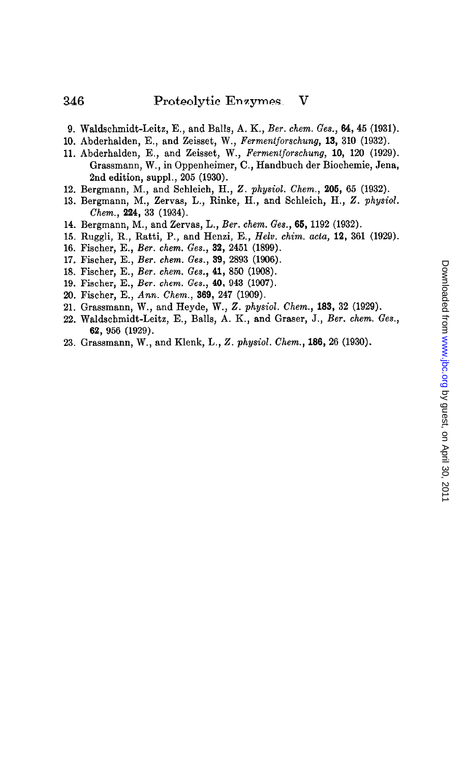9. Waldschmidt-Leitz, E., and Balls, A. K., *Ber. chem. Ges.*, **64**, 45 (1931).
10. Abderhalden, E., and Zeisset, W., *Fermentforschung*, **13**, 310 (1932).
11. Abderhalden, E., and Zeisset, W., *Fermentforschung*, **10**, 120 (1929). Grassmann, W., in Oppenheimer, C., Handbuch der Biochemie, Jena, 2nd edition, suppl., 205 (1930).
12. Bergmann, M., and Schleich, H., *Z. physiol. Chem.*, **205**, 65 (1932).
13. Bergmann, M., Zervas, L., Rinke, H., and Schleich, H., *Z. physiol. Chem.*, **224**, 33 (1934).
14. Bergmann, M., and Zervas, L., *Ber. chem. Ges.*, **65**, 1192 (1932).
15. Ruggli, R., Ratti, P., and Henzi, E., *Helv. chim. acta*, **12**, 361 (1929).
16. Fischer, E., *Ber. chem. Ges.*, **32**, 2451 (1899).
17. Fischer, E., *Ber. chem. Ges.*, **39**, 2893 (1906).
18. Fischer, E., *Ber. chem. Ges.*, **41**, 850 (1908).
19. Fischer, E., *Ber. chem. Ges.*, **40**, 943 (1907).
20. Fischer, E., *Ann. Chem.*, **369**, 247 (1909).
21. Grassmann, W., and Heyde, W., *Z. physiol. Chem.*, **183**, 32 (1929).
22. Waldschmidt-Leitz, E., Balls, A. K., and Graser, J., *Ber. chem. Ges.*, **62**, 956 (1929).
23. Grassmann, W., and Klenk, L., *Z. physiol. Chem.*, **186**, 26 (1930).